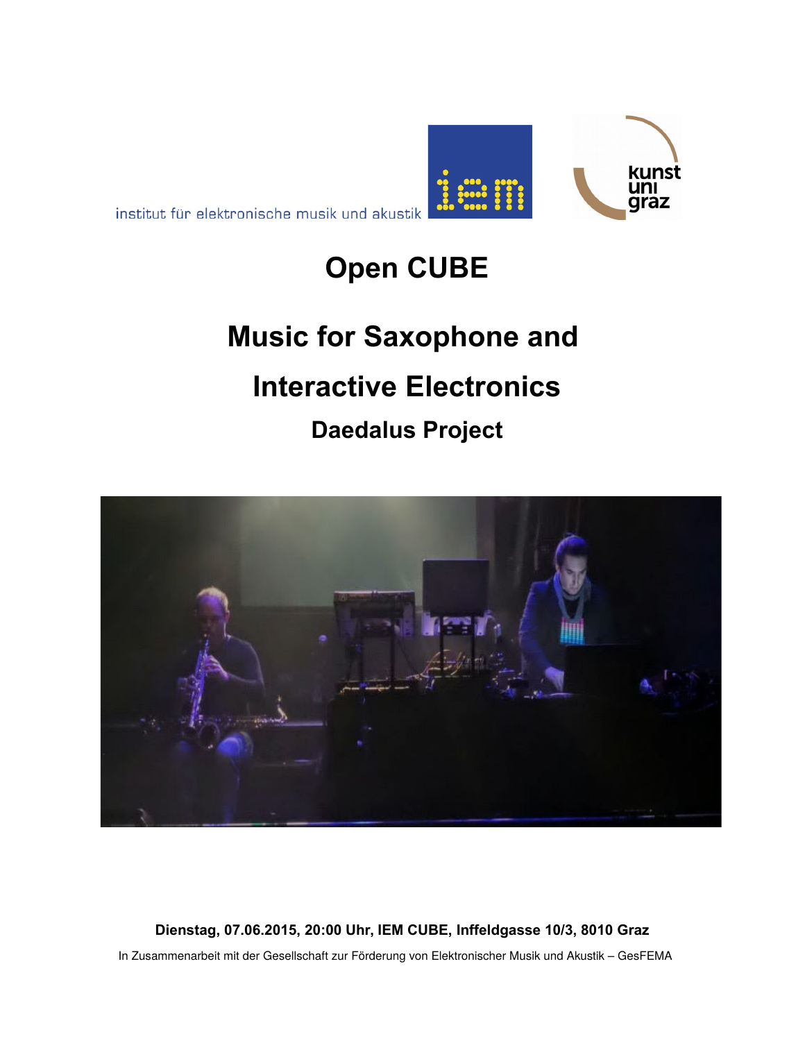institut für elektronische musik und akustik

iem

kunst uni graz

# Open CUBE

# Music for Saxophone and Interactive Electronics

## Daedalus Project

**Dienstag, 07.06.2015, 20:00 Uhr, IEM CUBE, Inffeldgasse 10/3, 8010 Graz**

In Zusammenarbeit mit der Gesellschaft zur Förderung von Elektronischer Musik und Akustik – GesFEMA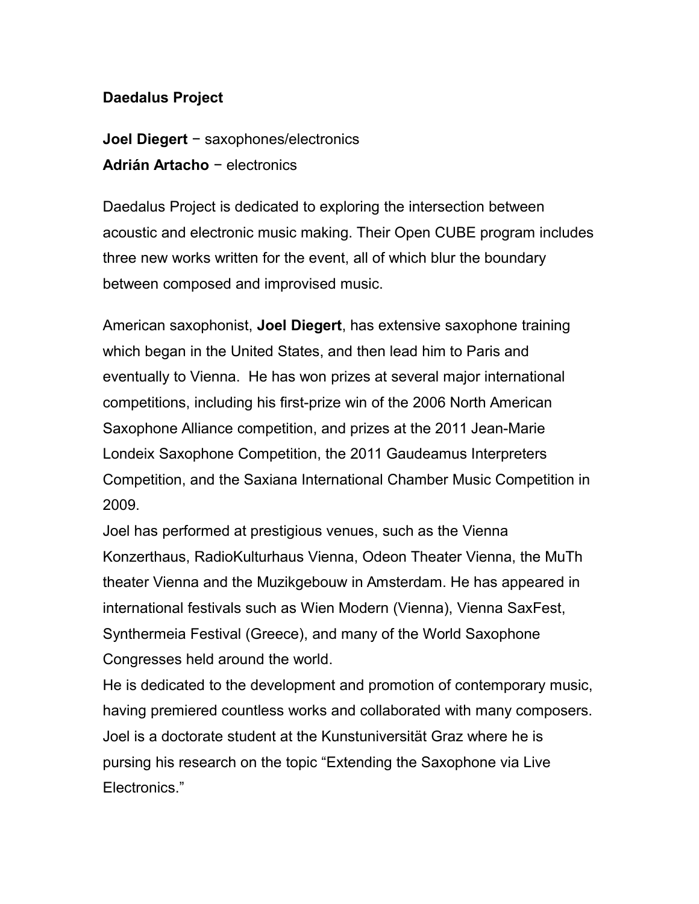**Daedalus Project**

**Joel Diegert** − saxophones/electronics
**Adrián Artacho** − electronics

Daedalus Project is dedicated to exploring the intersection between acoustic and electronic music making. Their Open CUBE program includes three new works written for the event, all of which blur the boundary between composed and improvised music.

American saxophonist, **Joel Diegert**, has extensive saxophone training which began in the United States, and then lead him to Paris and eventually to Vienna. He has won prizes at several major international competitions, including his first-prize win of the 2006 North American Saxophone Alliance competition, and prizes at the 2011 Jean-Marie Londeix Saxophone Competition, the 2011 Gaudeamus Interpreters Competition, and the Saxiana International Chamber Music Competition in 2009.

Joel has performed at prestigious venues, such as the Vienna Konzerthaus, RadioKulturhaus Vienna, Odeon Theater Vienna, the MuTh theater Vienna and the Muzikgebouw in Amsterdam. He has appeared in international festivals such as Wien Modern (Vienna), Vienna SaxFest, Synthermeia Festival (Greece), and many of the World Saxophone Congresses held around the world.

He is dedicated to the development and promotion of contemporary music, having premiered countless works and collaborated with many composers. Joel is a doctorate student at the Kunstuniversität Graz where he is pursing his research on the topic "Extending the Saxophone via Live Electronics."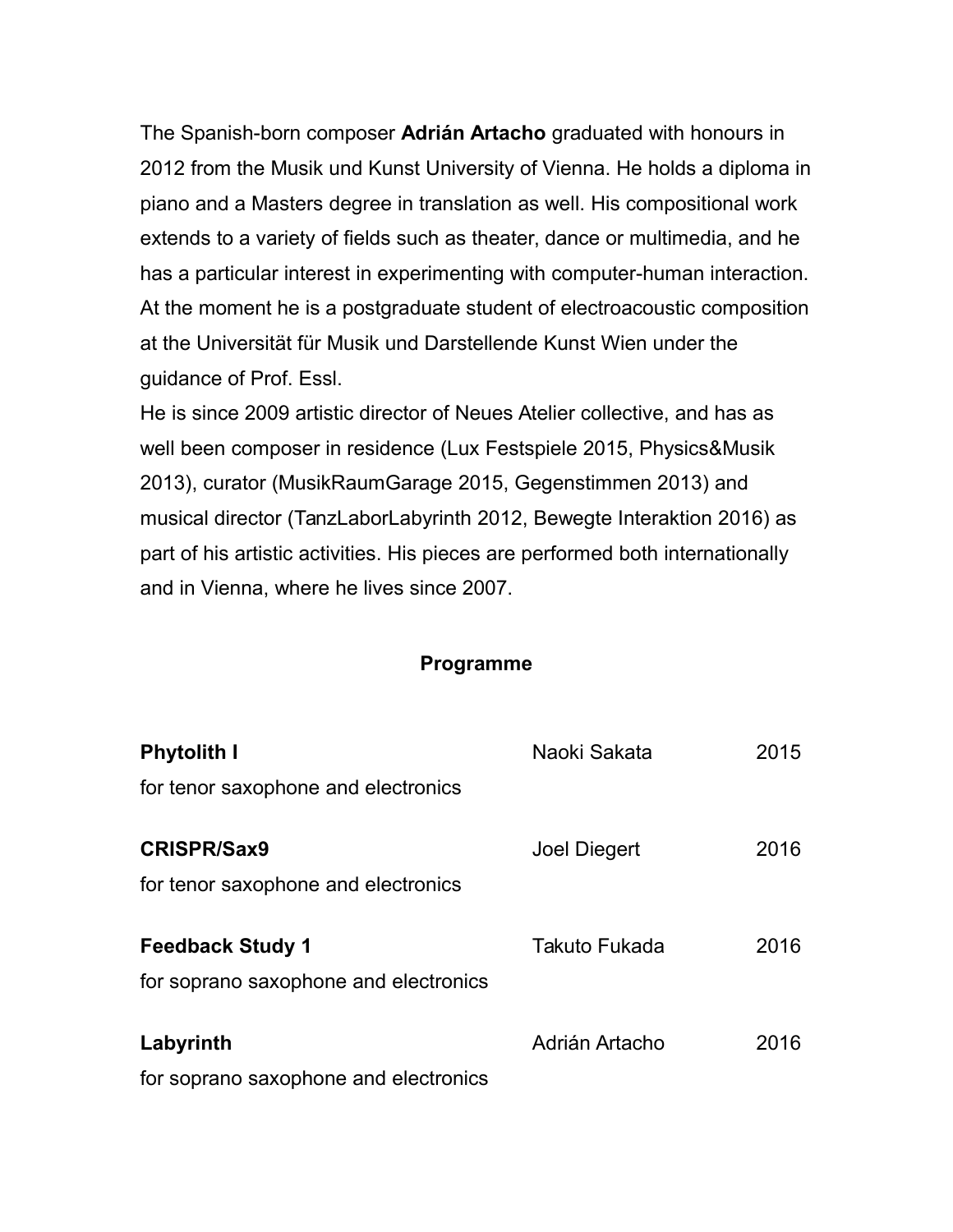The Spanish-born composer **Adrián Artacho** graduated with honours in 2012 from the Musik und Kunst University of Vienna. He holds a diploma in piano and a Masters degree in translation as well. His compositional work extends to a variety of fields such as theater, dance or multimedia, and he has a particular interest in experimenting with computer-human interaction. At the moment he is a postgraduate student of electroacoustic composition at the Universität für Musik und Darstellende Kunst Wien under the guidance of Prof. Essl.

He is since 2009 artistic director of Neues Atelier collective, and has as well been composer in residence (Lux Festspiele 2015, Physics&Musik 2013), curator (MusikRaumGarage 2015, Gegenstimmen 2013) and musical director (TanzLaborLabyrinth 2012, Bewegte Interaktion 2016) as part of his artistic activities. His pieces are performed both internationally and in Vienna, where he lives since 2007.

## Programme

**Phytolith I** — Naoki Sakata — 2015
for tenor saxophone and electronics

**CRISPR/Sax9** — Joel Diegert — 2016
for tenor saxophone and electronics

**Feedback Study 1** — Takuto Fukada — 2016
for soprano saxophone and electronics

**Labyrinth** — Adrián Artacho — 2016
for soprano saxophone and electronics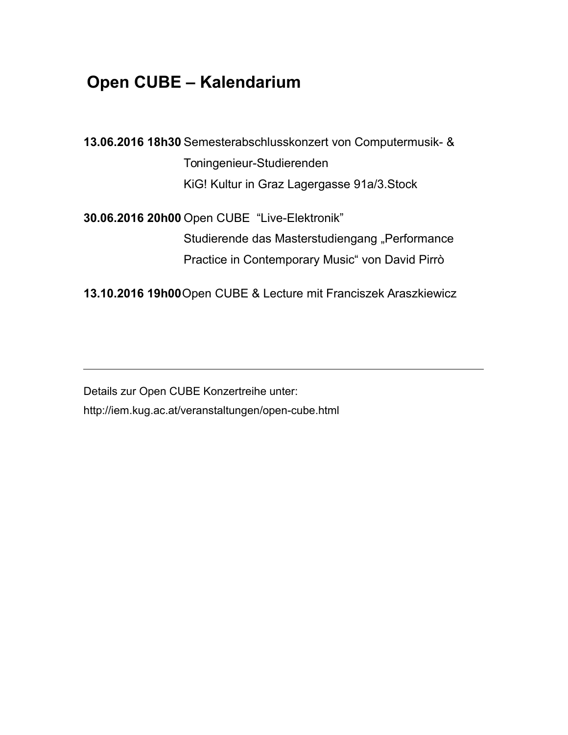# Open CUBE – Kalendarium

**13.06.2016 18h30** Semesterabschlusskonzert von Computermusik- & Toningenieur-Studierenden
KiG! Kultur in Graz Lagergasse 91a/3.Stock

**30.06.2016 20h00** Open CUBE "Live-Elektronik"
Studierende das Masterstudiengang „Performance Practice in Contemporary Music" von David Pirrò

**13.10.2016 19h00** Open CUBE & Lecture mit Franciszek Araszkiewicz

---

Details zur Open CUBE Konzertreihe unter:
http://iem.kug.ac.at/veranstaltungen/open-cube.html